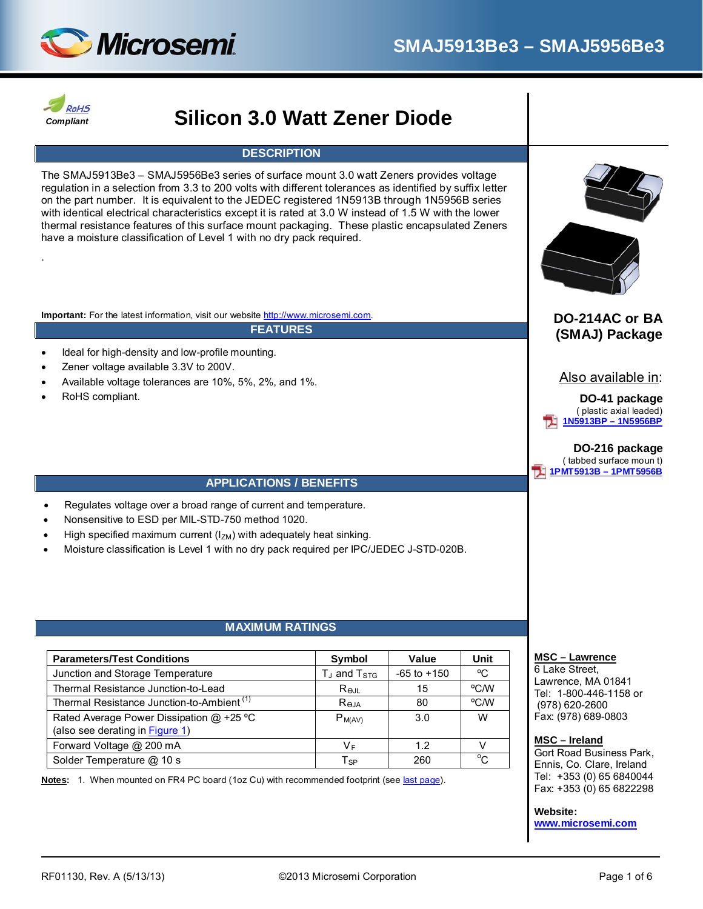# SMAJ5913Be3 – SMAJ5956Be3

RoHS Compliant

# Silicon 3.0 Watt Zener Diode

## DESCRIPTION

The SMAJ5913Be3 – SMAJ5956Be3 series of surface mount 3.0 watt Zeners provides voltage regulation in a selection from 3.3 to 200 volts with different tolerances as identified by suffix letter on the part number. It is equivalent to the JEDEC registered 1N5913B through 1N5956B series with identical electrical characteristics except it is rated at 3.0 W instead of 1.5 W with the lower thermal resistance features of this surface mount packaging. These plastic encapsulated Zeners have a moisture classification of Level 1 with no dry pack required.

.

**Important:** For the latest information, visit our website http://www.microsemi.com.

**DO-214AC or BA (SMAJ) Package**

Also available in:

**DO-41 package**
( plastic axial leaded)
1N5913BP – 1N5956BP

**DO-216 package**
( tabbed surface moun t)
1PMT5913B – 1PMT5956B

## FEATURES

- Ideal for high-density and low-profile mounting.
- Zener voltage available 3.3V to 200V.
- Available voltage tolerances are 10%, 5%, 2%, and 1%.
- RoHS compliant.

## APPLICATIONS / BENEFITS

- Regulates voltage over a broad range of current and temperature.
- Nonsensitive to ESD per MIL-STD-750 method 1020.
- High specified maximum current ($I_{ZM}$) with adequately heat sinking.
- Moisture classification is Level 1 with no dry pack required per IPC/JEDEC J-STD-020B.

## MAXIMUM RATINGS

| Parameters/Test Conditions | Symbol | Value | Unit |
|---|---|---|---|
| Junction and Storage Temperature | $T_J$ and $T_{STG}$ | -65 to +150 | ºC |
| Thermal Resistance Junction-to-Lead | $R_{ΘJL}$ | 15 | ºC/W |
| Thermal Resistance Junction-to-Ambient (1) | $R_{ΘJA}$ | 80 | ºC/W |
| Rated Average Power Dissipation @ +25 ºC (also see derating in Figure 1) | $P_{M(AV)}$ | 3.0 | W |
| Forward Voltage @ 200 mA | $V_F$ | 1.2 | V |
| Solder Temperature @ 10 s | $T_{SP}$ | 260 | ºC |

**Notes:** 1. When mounted on FR4 PC board (1oz Cu) with recommended footprint (see last page).

**MSC – Lawrence**
6 Lake Street,
Lawrence, MA 01841
Tel: 1-800-446-1158 or
(978) 620-2600
Fax: (978) 689-0803

**MSC – Ireland**
Gort Road Business Park,
Ennis, Co. Clare, Ireland
Tel: +353 (0) 65 6840044
Fax: +353 (0) 65 6822298

**Website:**
www.microsemi.com

RF01130, Rev. A (5/13/13) ©2013 Microsemi Corporation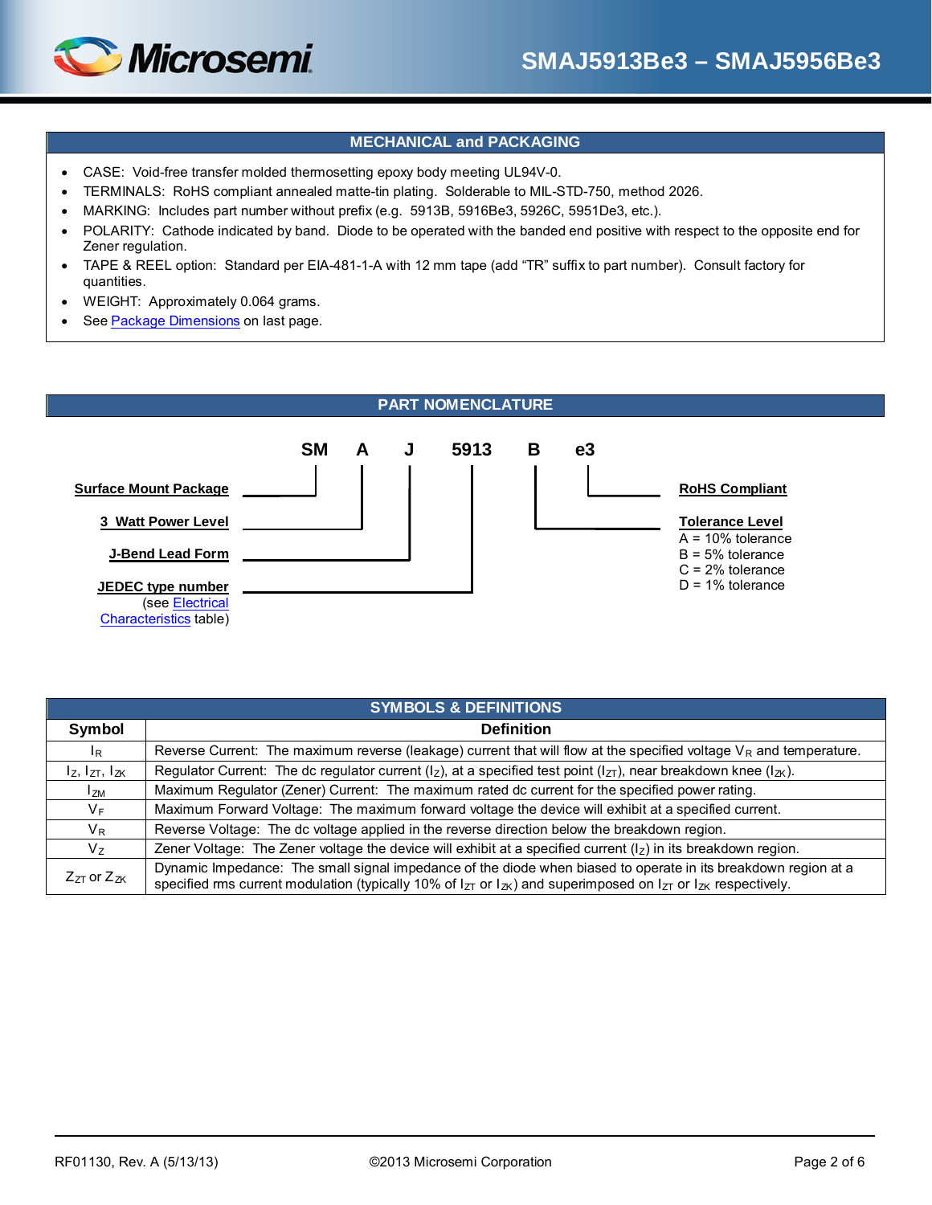## MECHANICAL and PACKAGING

- CASE: Void-free transfer molded thermosetting epoxy body meeting UL94V-0.
- TERMINALS: RoHS compliant annealed matte-tin plating. Solderable to MIL-STD-750, method 2026.
- MARKING: Includes part number without prefix (e.g. 5913B, 5916Be3, 5926C, 5951De3, etc.).
- POLARITY: Cathode indicated by band. Diode to be operated with the banded end positive with respect to the opposite end for Zener regulation.
- TAPE & REEL option: Standard per EIA-481-1-A with 12 mm tape (add "TR" suffix to part number). Consult factory for quantities.
- WEIGHT: Approximately 0.064 grams.
- See Package Dimensions on last page.

## PART NOMENCLATURE

**SM A J 5913 B e3**

- **SM** – **Surface Mount Package**
- **A** – **3 Watt Power Level**
- **J** – **J-Bend Lead Form**
- **5913** – **JEDEC type number** (see Electrical Characteristics table)
- **B** – **Tolerance Level**
  - A = 10% tolerance
  - B = 5% tolerance
  - C = 2% tolerance
  - D = 1% tolerance
- **e3** – **RoHS Compliant**

## SYMBOLS & DEFINITIONS

| Symbol | Definition |
|---|---|
| $I_R$ | Reverse Current: The maximum reverse (leakage) current that will flow at the specified voltage $V_R$ and temperature. |
| $I_Z$, $I_{ZT}$, $I_{ZK}$ | Regulator Current: The dc regulator current ($I_Z$), at a specified test point ($I_{ZT}$), near breakdown knee ($I_{ZK}$). |
| $I_{ZM}$ | Maximum Regulator (Zener) Current: The maximum rated dc current for the specified power rating. |
| $V_F$ | Maximum Forward Voltage: The maximum forward voltage the device will exhibit at a specified current. |
| $V_R$ | Reverse Voltage: The dc voltage applied in the reverse direction below the breakdown region. |
| $V_Z$ | Zener Voltage: The Zener voltage the device will exhibit at a specified current ($I_Z$) in its breakdown region. |
| $Z_{ZT}$ or $Z_{ZK}$ | Dynamic Impedance: The small signal impedance of the diode when biased to operate in its breakdown region at a specified rms current modulation (typically 10% of $I_{ZT}$ or $I_{ZK}$) and superimposed on $I_{ZT}$ or $I_{ZK}$ respectively. |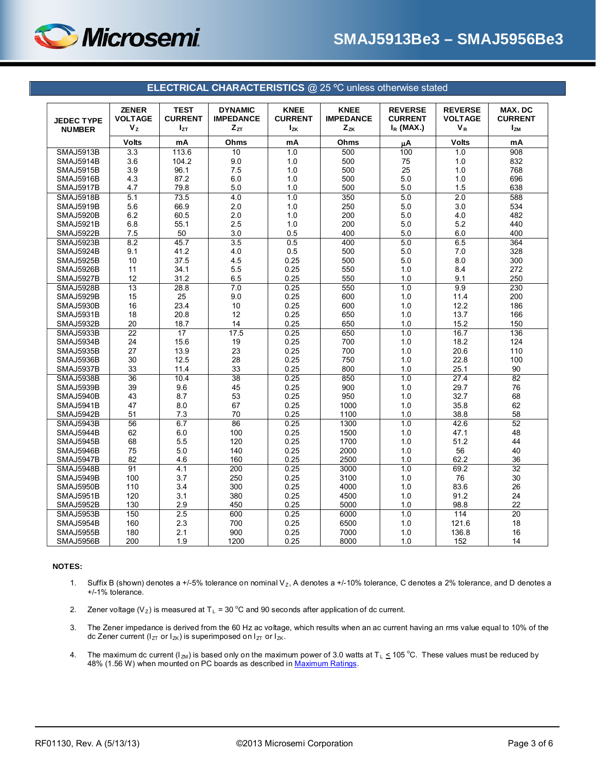## ELECTRICAL CHARACTERISTICS @ 25 ºC unless otherwise stated

| JEDEC TYPE NUMBER | ZENER VOLTAGE $V_Z$ | TEST CURRENT $I_{ZT}$ | DYNAMIC IMPEDANCE $Z_{ZT}$ | KNEE CURRENT $I_{ZK}$ | KNEE IMPEDANCE $Z_{ZK}$ | REVERSE CURRENT $I_R$ (MAX.) | REVERSE VOLTAGE $V_R$ | MAX. DC CURRENT $I_{ZM}$ |
|---|---|---|---|---|---|---|---|---|
| | Volts | mA | Ohms | mA | Ohms | μA | Volts | mA |
| SMAJ5913B | 3.3 | 113.6 | 10 | 1.0 | 500 | 100 | 1.0 | 908 |
| SMAJ5914B | 3.6 | 104.2 | 9.0 | 1.0 | 500 | 75 | 1.0 | 832 |
| SMAJ5915B | 3.9 | 96.1 | 7.5 | 1.0 | 500 | 25 | 1.0 | 768 |
| SMAJ5916B | 4.3 | 87.2 | 6.0 | 1.0 | 500 | 5.0 | 1.0 | 696 |
| SMAJ5917B | 4.7 | 79.8 | 5.0 | 1.0 | 500 | 5.0 | 1.5 | 638 |
| SMAJ5918B | 5.1 | 73.5 | 4.0 | 1.0 | 350 | 5.0 | 2.0 | 588 |
| SMAJ5919B | 5.6 | 66.9 | 2.0 | 1.0 | 250 | 5.0 | 3.0 | 534 |
| SMAJ5920B | 6.2 | 60.5 | 2.0 | 1.0 | 200 | 5.0 | 4.0 | 482 |
| SMAJ5921B | 6.8 | 55.1 | 2.5 | 1.0 | 200 | 5.0 | 5.2 | 440 |
| SMAJ5922B | 7.5 | 50 | 3.0 | 0.5 | 400 | 5.0 | 6.0 | 400 |
| SMAJ5923B | 8.2 | 45.7 | 3.5 | 0.5 | 400 | 5.0 | 6.5 | 364 |
| SMAJ5924B | 9.1 | 41.2 | 4.0 | 0.5 | 500 | 5.0 | 7.0 | 328 |
| SMAJ5925B | 10 | 37.5 | 4.5 | 0.25 | 500 | 5.0 | 8.0 | 300 |
| SMAJ5926B | 11 | 34.1 | 5.5 | 0.25 | 550 | 1.0 | 8.4 | 272 |
| SMAJ5927B | 12 | 31.2 | 6.5 | 0.25 | 550 | 1.0 | 9.1 | 250 |
| SMAJ5928B | 13 | 28.8 | 7.0 | 0.25 | 550 | 1.0 | 9.9 | 230 |
| SMAJ5929B | 15 | 25 | 9.0 | 0.25 | 600 | 1.0 | 11.4 | 200 |
| SMAJ5930B | 16 | 23.4 | 10 | 0.25 | 600 | 1.0 | 12.2 | 186 |
| SMAJ5931B | 18 | 20.8 | 12 | 0.25 | 650 | 1.0 | 13.7 | 166 |
| SMAJ5932B | 20 | 18.7 | 14 | 0.25 | 650 | 1.0 | 15.2 | 150 |
| SMAJ5933B | 22 | 17 | 17.5 | 0.25 | 650 | 1.0 | 16.7 | 136 |
| SMAJ5934B | 24 | 15.6 | 19 | 0.25 | 700 | 1.0 | 18.2 | 124 |
| SMAJ5935B | 27 | 13.9 | 23 | 0.25 | 700 | 1.0 | 20.6 | 110 |
| SMAJ5936B | 30 | 12.5 | 28 | 0.25 | 750 | 1.0 | 22.8 | 100 |
| SMAJ5937B | 33 | 11.4 | 33 | 0.25 | 800 | 1.0 | 25.1 | 90 |
| SMAJ5938B | 36 | 10.4 | 38 | 0.25 | 850 | 1.0 | 27.4 | 82 |
| SMAJ5939B | 39 | 9.6 | 45 | 0.25 | 900 | 1.0 | 29.7 | 76 |
| SMAJ5940B | 43 | 8.7 | 53 | 0.25 | 950 | 1.0 | 32.7 | 68 |
| SMAJ5941B | 47 | 8.0 | 67 | 0.25 | 1000 | 1.0 | 35.8 | 62 |
| SMAJ5942B | 51 | 7.3 | 70 | 0.25 | 1100 | 1.0 | 38.8 | 58 |
| SMAJ5943B | 56 | 6.7 | 86 | 0.25 | 1300 | 1.0 | 42.6 | 52 |
| SMAJ5944B | 62 | 6.0 | 100 | 0.25 | 1500 | 1.0 | 47.1 | 48 |
| SMAJ5945B | 68 | 5.5 | 120 | 0.25 | 1700 | 1.0 | 51.2 | 44 |
| SMAJ5946B | 75 | 5.0 | 140 | 0.25 | 2000 | 1.0 | 56 | 40 |
| SMAJ5947B | 82 | 4.6 | 160 | 0.25 | 2500 | 1.0 | 62.2 | 36 |
| SMAJ5948B | 91 | 4.1 | 200 | 0.25 | 3000 | 1.0 | 69.2 | 32 |
| SMAJ5949B | 100 | 3.7 | 250 | 0.25 | 3100 | 1.0 | 76 | 30 |
| SMAJ5950B | 110 | 3.4 | 300 | 0.25 | 4000 | 1.0 | 83.6 | 26 |
| SMAJ5951B | 120 | 3.1 | 380 | 0.25 | 4500 | 1.0 | 91.2 | 24 |
| SMAJ5952B | 130 | 2.9 | 450 | 0.25 | 5000 | 1.0 | 98.8 | 22 |
| SMAJ5953B | 150 | 2.5 | 600 | 0.25 | 6000 | 1.0 | 114 | 20 |
| SMAJ5954B | 160 | 2.3 | 700 | 0.25 | 6500 | 1.0 | 121.6 | 18 |
| SMAJ5955B | 180 | 2.1 | 900 | 0.25 | 7000 | 1.0 | 136.8 | 16 |
| SMAJ5956B | 200 | 1.9 | 1200 | 0.25 | 8000 | 1.0 | 152 | 14 |

**NOTES:**

1. Suffix B (shown) denotes a +/-5% tolerance on nominal $V_Z$, A denotes a +/-10% tolerance, C denotes a 2% tolerance, and D denotes a +/-1% tolerance.
2. Zener voltage ($V_Z$) is measured at $T_L$ = 30 °C and 90 seconds after application of dc current.
3. The Zener impedance is derived from the 60 Hz ac voltage, which results when an ac current having an rms value equal to 10% of the dc Zener current ($I_{ZT}$ or $I_{ZK}$) is superimposed on $I_{ZT}$ or $I_{ZK}$.
4. The maximum dc current ($I_{ZM}$) is based only on the maximum power of 3.0 watts at $T_L \leq 105$ °C. These values must be reduced by 48% (1.56 W) when mounted on PC boards as described in Maximum Ratings.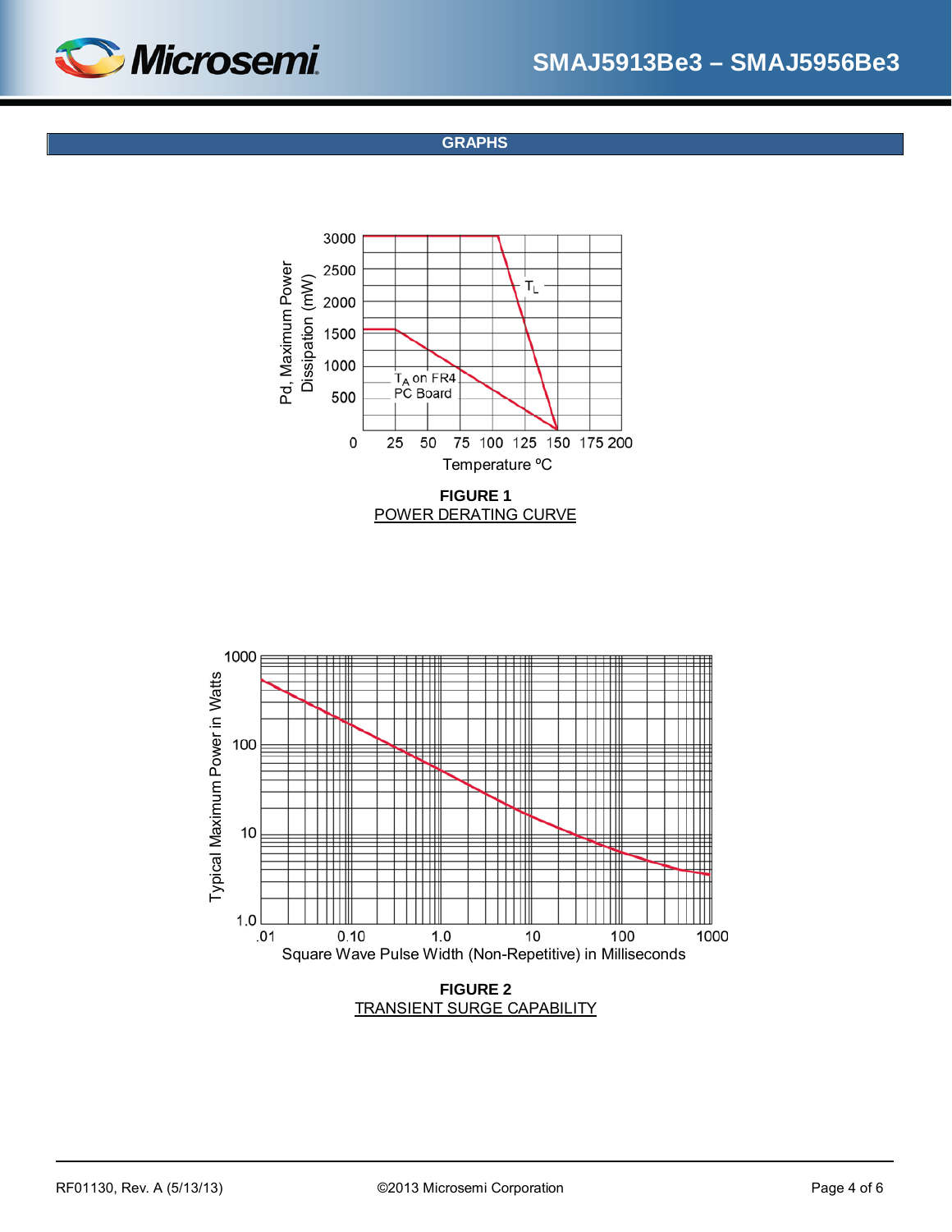## GRAPHS

Pd, Maximum Power Dissipation (mW)

3000
2500
2000
1500
1000
500
0

$T_L$

$T_A$ on FR4 PC Board

25 50 75 100 125 150 175 200

Temperature ºC

**FIGURE 1**
POWER DERATING CURVE

Typical Maximum Power in Watts

1000
100
10
1.0

.01 0.10 1.0 10 100 1000

Square Wave Pulse Width (Non-Repetitive) in Milliseconds

**FIGURE 2**
TRANSIENT SURGE CAPABILITY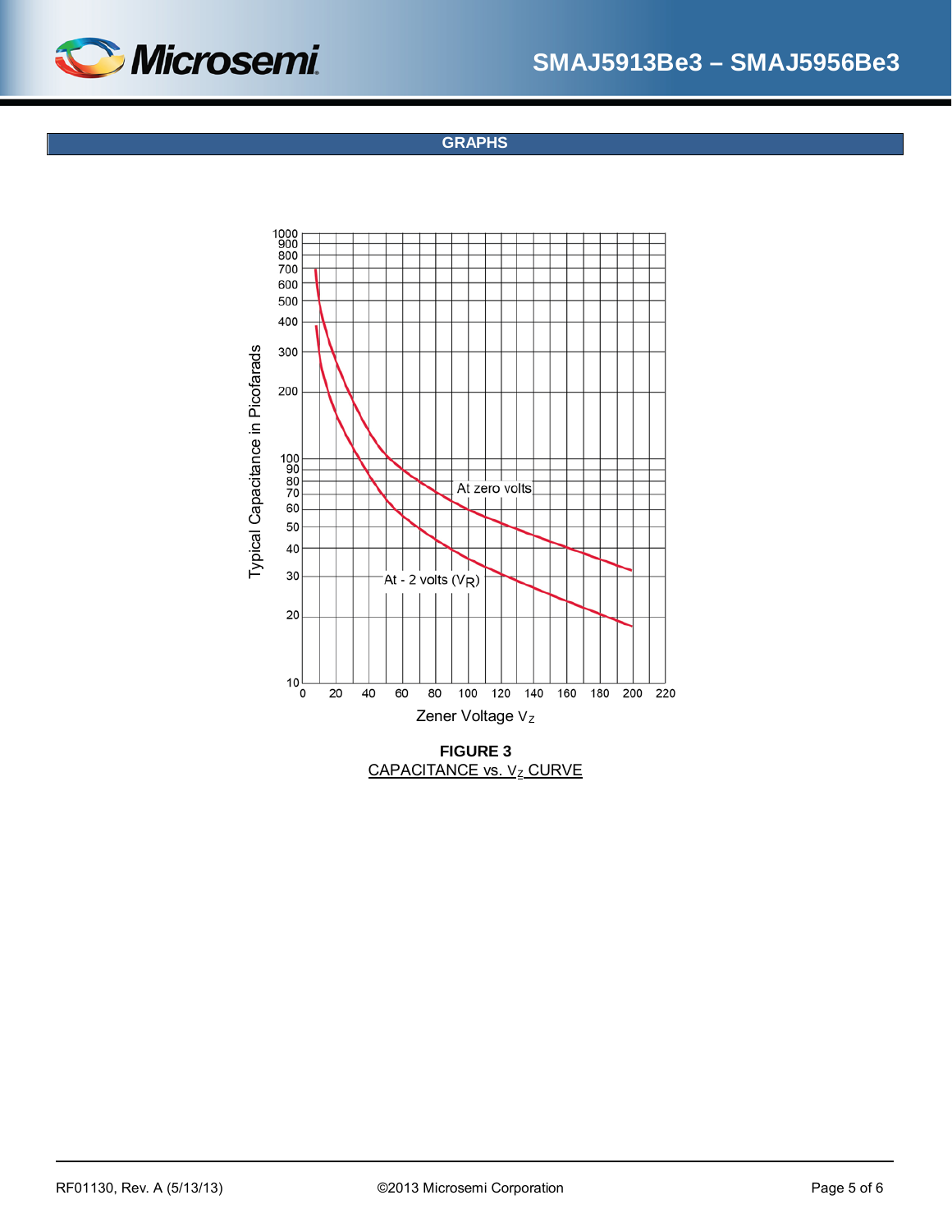## GRAPHS

Typical Capacitance in Picofarads

At zero volts

At - 2 volts ($V_R$)

Zener Voltage $V_Z$

**FIGURE 3**

CAPACITANCE vs. $V_Z$ CURVE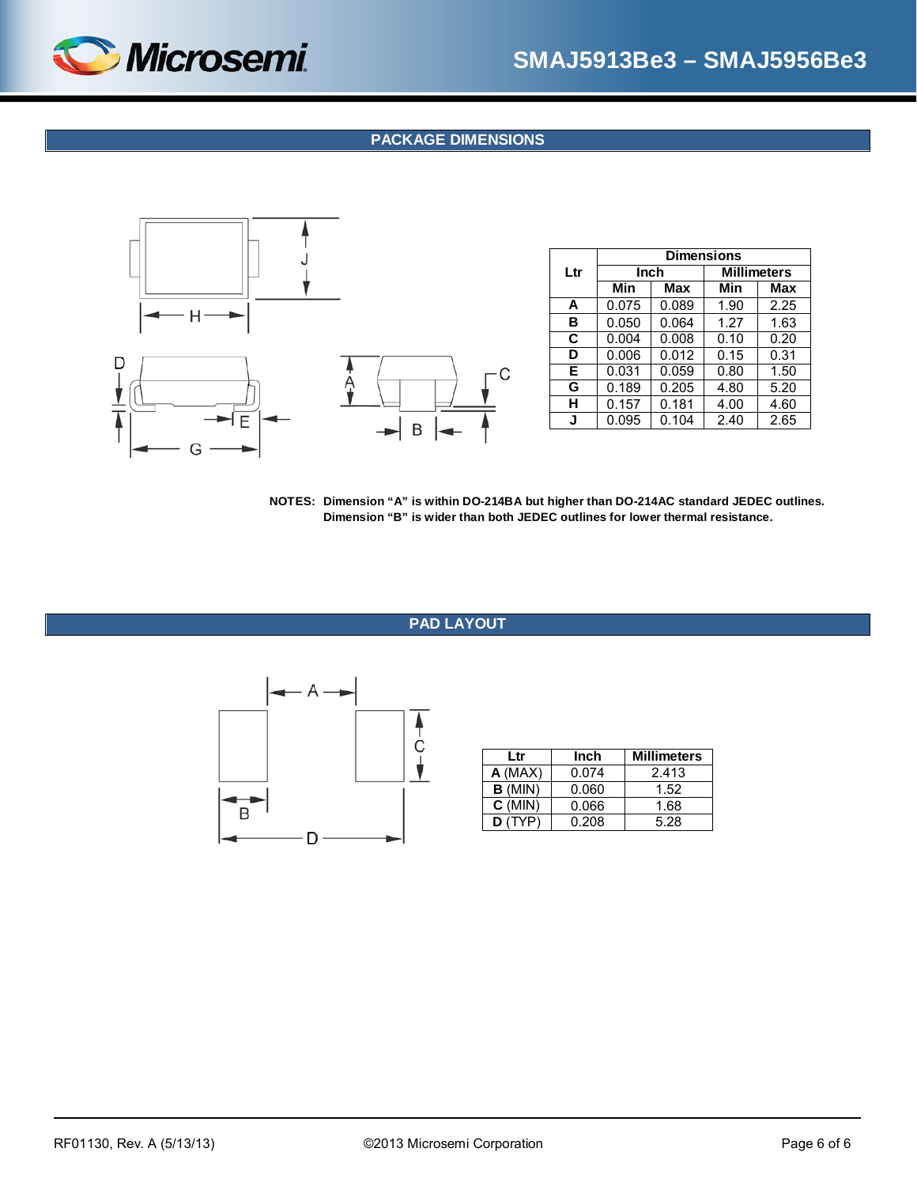## PACKAGE DIMENSIONS

| Ltr | Dimensions | | | |
|---|---|---|---|---|
| | Inch | | Millimeters | |
| | Min | Max | Min | Max |
| **A** | 0.075 | 0.089 | 1.90 | 2.25 |
| **B** | 0.050 | 0.064 | 1.27 | 1.63 |
| **C** | 0.004 | 0.008 | 0.10 | 0.20 |
| **D** | 0.006 | 0.012 | 0.15 | 0.31 |
| **E** | 0.031 | 0.059 | 0.80 | 1.50 |
| **G** | 0.189 | 0.205 | 4.80 | 5.20 |
| **H** | 0.157 | 0.181 | 4.00 | 4.60 |
| **J** | 0.095 | 0.104 | 2.40 | 2.65 |

**NOTES: Dimension "A" is within DO-214BA but higher than DO-214AC standard JEDEC outlines. Dimension "B" is wider than both JEDEC outlines for lower thermal resistance.**

## PAD LAYOUT

| Ltr | Inch | Millimeters |
|---|---|---|
| **A** (MAX) | 0.074 | 2.413 |
| **B** (MIN) | 0.060 | 1.52 |
| **C** (MIN) | 0.066 | 1.68 |
| **D** (TYP) | 0.208 | 5.28 |

RF01130, Rev. A (5/13/13) ©2013 Microsemi Corporation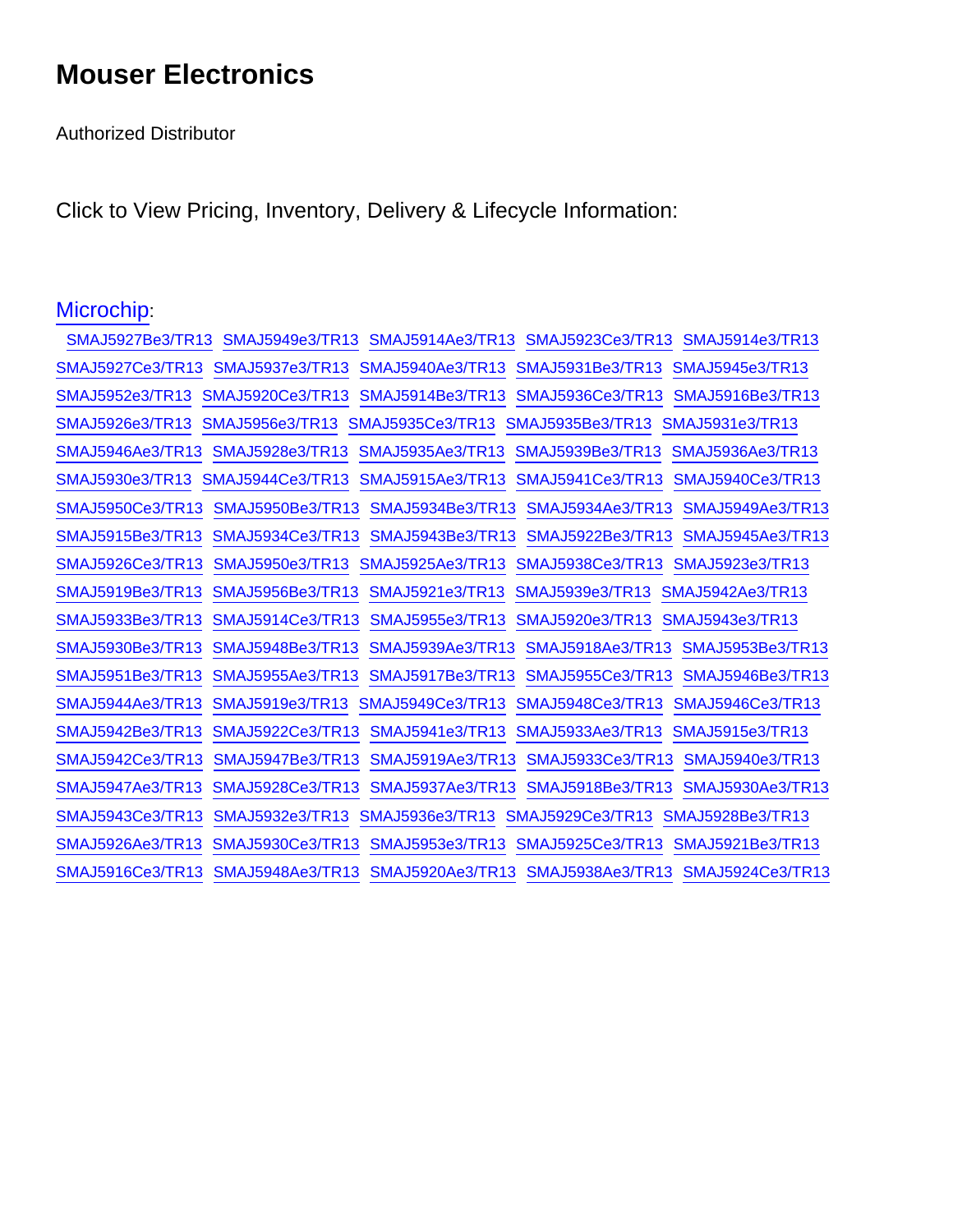# Mouser Electronics

Authorized Distributor

Click to View Pricing, Inventory, Delivery & Lifecycle Information:

Microchip:

SMAJ5927Be3/TR13 SMAJ5949e3/TR13 SMAJ5914Ae3/TR13 SMAJ5923Ce3/TR13 SMAJ5914e3/TR13 SMAJ5927Ce3/TR13 SMAJ5937e3/TR13 SMAJ5940Ae3/TR13 SMAJ5931Be3/TR13 SMAJ5945e3/TR13 SMAJ5952e3/TR13 SMAJ5920Ce3/TR13 SMAJ5914Be3/TR13 SMAJ5936Ce3/TR13 SMAJ5916Be3/TR13 SMAJ5926e3/TR13 SMAJ5956e3/TR13 SMAJ5935Ce3/TR13 SMAJ5935Be3/TR13 SMAJ5931e3/TR13 SMAJ5946Ae3/TR13 SMAJ5928e3/TR13 SMAJ5935Ae3/TR13 SMAJ5939Be3/TR13 SMAJ5936Ae3/TR13 SMAJ5930e3/TR13 SMAJ5944Ce3/TR13 SMAJ5915Ae3/TR13 SMAJ5941Ce3/TR13 SMAJ5940Ce3/TR13 SMAJ5950Ce3/TR13 SMAJ5950Be3/TR13 SMAJ5934Be3/TR13 SMAJ5934Ae3/TR13 SMAJ5949Ae3/TR13 SMAJ5915Be3/TR13 SMAJ5934Ce3/TR13 SMAJ5943Be3/TR13 SMAJ5922Be3/TR13 SMAJ5945Ae3/TR13 SMAJ5926Ce3/TR13 SMAJ5950e3/TR13 SMAJ5925Ae3/TR13 SMAJ5938Ce3/TR13 SMAJ5923e3/TR13 SMAJ5919Be3/TR13 SMAJ5956Be3/TR13 SMAJ5921e3/TR13 SMAJ5939e3/TR13 SMAJ5942Ae3/TR13 SMAJ5933Be3/TR13 SMAJ5914Ce3/TR13 SMAJ5955e3/TR13 SMAJ5920e3/TR13 SMAJ5943e3/TR13 SMAJ5930Be3/TR13 SMAJ5948Be3/TR13 SMAJ5939Ae3/TR13 SMAJ5918Ae3/TR13 SMAJ5953Be3/TR13 SMAJ5951Be3/TR13 SMAJ5955Ae3/TR13 SMAJ5917Be3/TR13 SMAJ5955Ce3/TR13 SMAJ5946Be3/TR13 SMAJ5944Ae3/TR13 SMAJ5919e3/TR13 SMAJ5949Ce3/TR13 SMAJ5948Ce3/TR13 SMAJ5946Ce3/TR13 SMAJ5942Be3/TR13 SMAJ5922Ce3/TR13 SMAJ5941e3/TR13 SMAJ5933Ae3/TR13 SMAJ5915e3/TR13 SMAJ5942Ce3/TR13 SMAJ5947Be3/TR13 SMAJ5919Ae3/TR13 SMAJ5933Ce3/TR13 SMAJ5940e3/TR13 SMAJ5947Ae3/TR13 SMAJ5928Ce3/TR13 SMAJ5937Ae3/TR13 SMAJ5918Be3/TR13 SMAJ5930Ae3/TR13 SMAJ5943Ce3/TR13 SMAJ5932e3/TR13 SMAJ5936e3/TR13 SMAJ5929Ce3/TR13 SMAJ5928Be3/TR13 SMAJ5926Ae3/TR13 SMAJ5930Ce3/TR13 SMAJ5953e3/TR13 SMAJ5925Ce3/TR13 SMAJ5921Be3/TR13 SMAJ5916Ce3/TR13 SMAJ5948Ae3/TR13 SMAJ5920Ae3/TR13 SMAJ5938Ae3/TR13 SMAJ5924Ce3/TR13